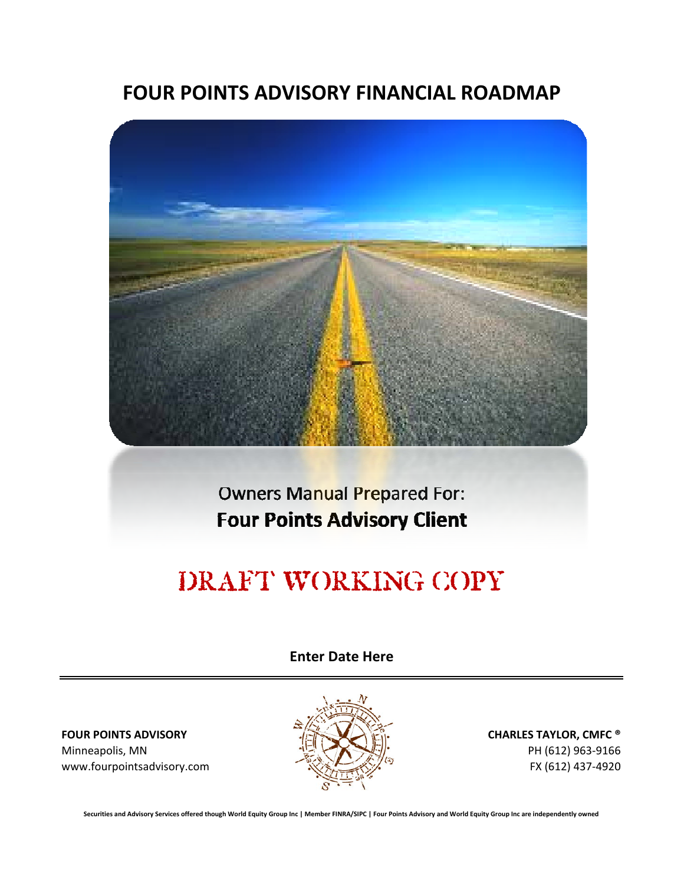# FOUR POINTS ADVISORY FINANCIAL ROADMAP

Owners Manual Prepared For:

**Four Points Advisory Client**

## DRAFT WORKING COPY

**Enter Date Here**

---

**FOUR POINTS ADVISORY**
Minneapolis, MN
www.fourpointsadvisory.com

**CHARLES TAYLOR, CMFC ®**
PH (612) 963-9166
FX (612) 437-4920

**Securities and Advisory Services offered though World Equity Group Inc | Member FINRA/SIPC | Four Points Advisory and World Equity Group Inc are independently owned**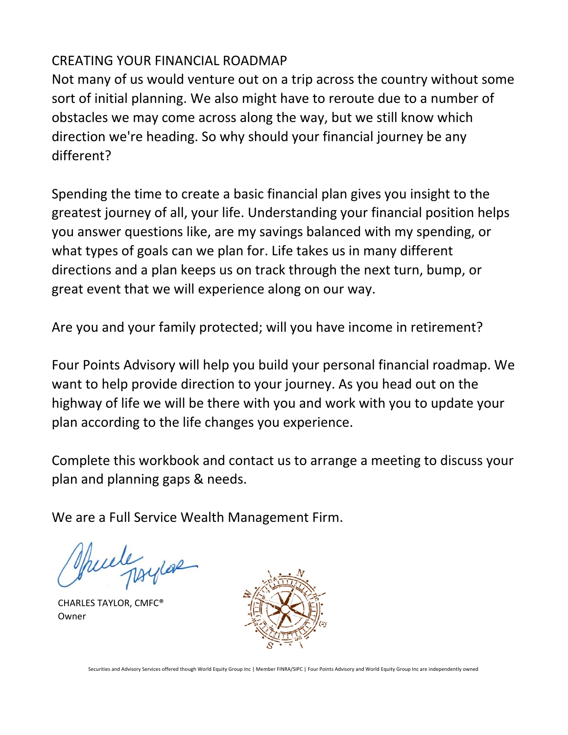# CREATING YOUR FINANCIAL ROADMAP

Not many of us would venture out on a trip across the country without some sort of initial planning. We also might have to reroute due to a number of obstacles we may come across along the way, but we still know which direction we're heading. So why should your financial journey be any different?

Spending the time to create a basic financial plan gives you insight to the greatest journey of all, your life. Understanding your financial position helps you answer questions like, are my savings balanced with my spending, or what types of goals can we plan for. Life takes us in many different directions and a plan keeps us on track through the next turn, bump, or great event that we will experience along on our way.

Are you and your family protected; will you have income in retirement?

Four Points Advisory will help you build your personal financial roadmap. We want to help provide direction to your journey. As you head out on the highway of life we will be there with you and work with you to update your plan according to the life changes you experience.

Complete this workbook and contact us to arrange a meeting to discuss your plan and planning gaps & needs.

We are a Full Service Wealth Management Firm.

CHARLES TAYLOR, CMFC®
Owner

Securities and Advisory Services offered though World Equity Group Inc | Member FINRA/SIPC | Four Points Advisory and World Equity Group Inc are independently owned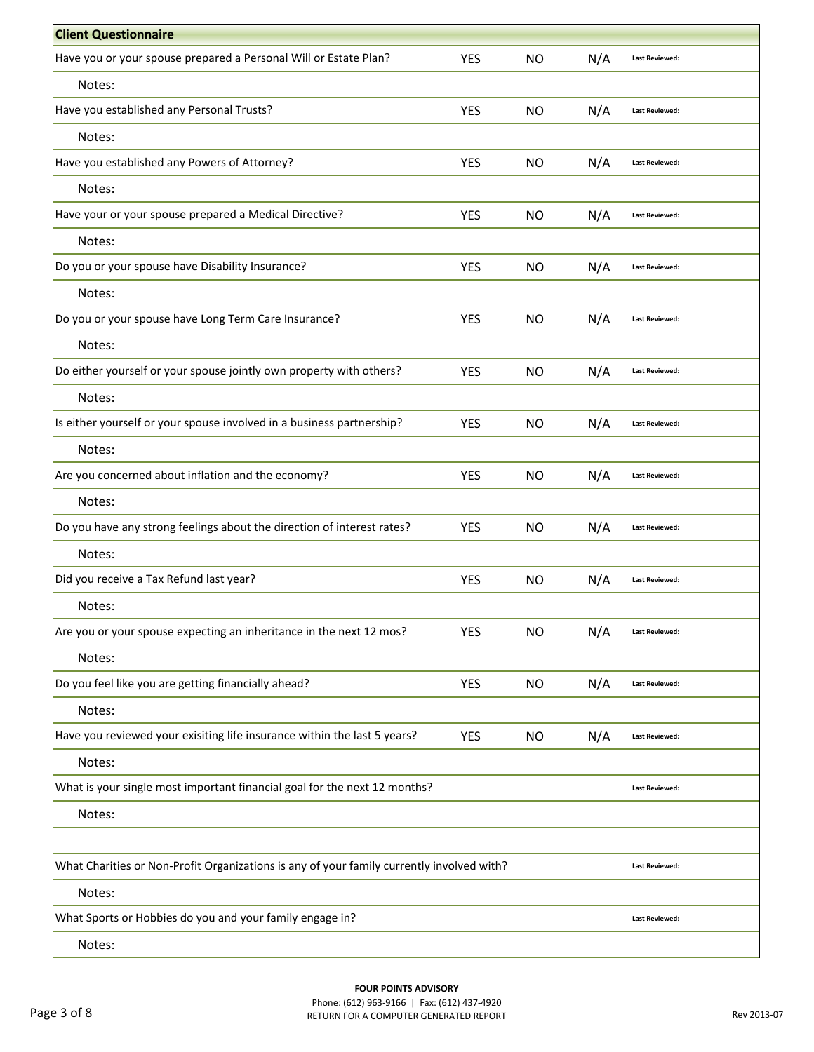| Client Questionnaire | | | | |
|---|---|---|---|---|
| Have you or your spouse prepared a Personal Will or Estate Plan? | YES | NO | N/A | Last Reviewed: |
| Notes: | | | | |
| Have you established any Personal Trusts? | YES | NO | N/A | Last Reviewed: |
| Notes: | | | | |
| Have you established any Powers of Attorney? | YES | NO | N/A | Last Reviewed: |
| Notes: | | | | |
| Have your or your spouse prepared a Medical Directive? | YES | NO | N/A | Last Reviewed: |
| Notes: | | | | |
| Do you or your spouse have Disability Insurance? | YES | NO | N/A | Last Reviewed: |
| Notes: | | | | |
| Do you or your spouse have Long Term Care Insurance? | YES | NO | N/A | Last Reviewed: |
| Notes: | | | | |
| Do either yourself or your spouse jointly own property with others? | YES | NO | N/A | Last Reviewed: |
| Notes: | | | | |
| Is either yourself or your spouse involved in a business partnership? | YES | NO | N/A | Last Reviewed: |
| Notes: | | | | |
| Are you concerned about inflation and the economy? | YES | NO | N/A | Last Reviewed: |
| Notes: | | | | |
| Do you have any strong feelings about the direction of interest rates? | YES | NO | N/A | Last Reviewed: |
| Notes: | | | | |
| Did you receive a Tax Refund last year? | YES | NO | N/A | Last Reviewed: |
| Notes: | | | | |
| Are you or your spouse expecting an inheritance in the next 12 mos? | YES | NO | N/A | Last Reviewed: |
| Notes: | | | | |
| Do you feel like you are getting financially ahead? | YES | NO | N/A | Last Reviewed: |
| Notes: | | | | |
| Have you reviewed your exisiting life insurance within the last 5 years? | YES | NO | N/A | Last Reviewed: |
| Notes: | | | | |
| What is your single most important financial goal for the next 12 months? | | | | Last Reviewed: |
| Notes: | | | | |
| | | | | |
| What Charities or Non-Profit Organizations is any of your family currently involved with? | | | | Last Reviewed: |
| Notes: | | | | |
| What Sports or Hobbies do you and your family engage in? | | | | Last Reviewed: |
| Notes: | | | | |

**FOUR POINTS ADVISORY**
Phone: (612) 963-9166 | Fax: (612) 437-4920
RETURN FOR A COMPUTER GENERATED REPORT

Rev 2013-07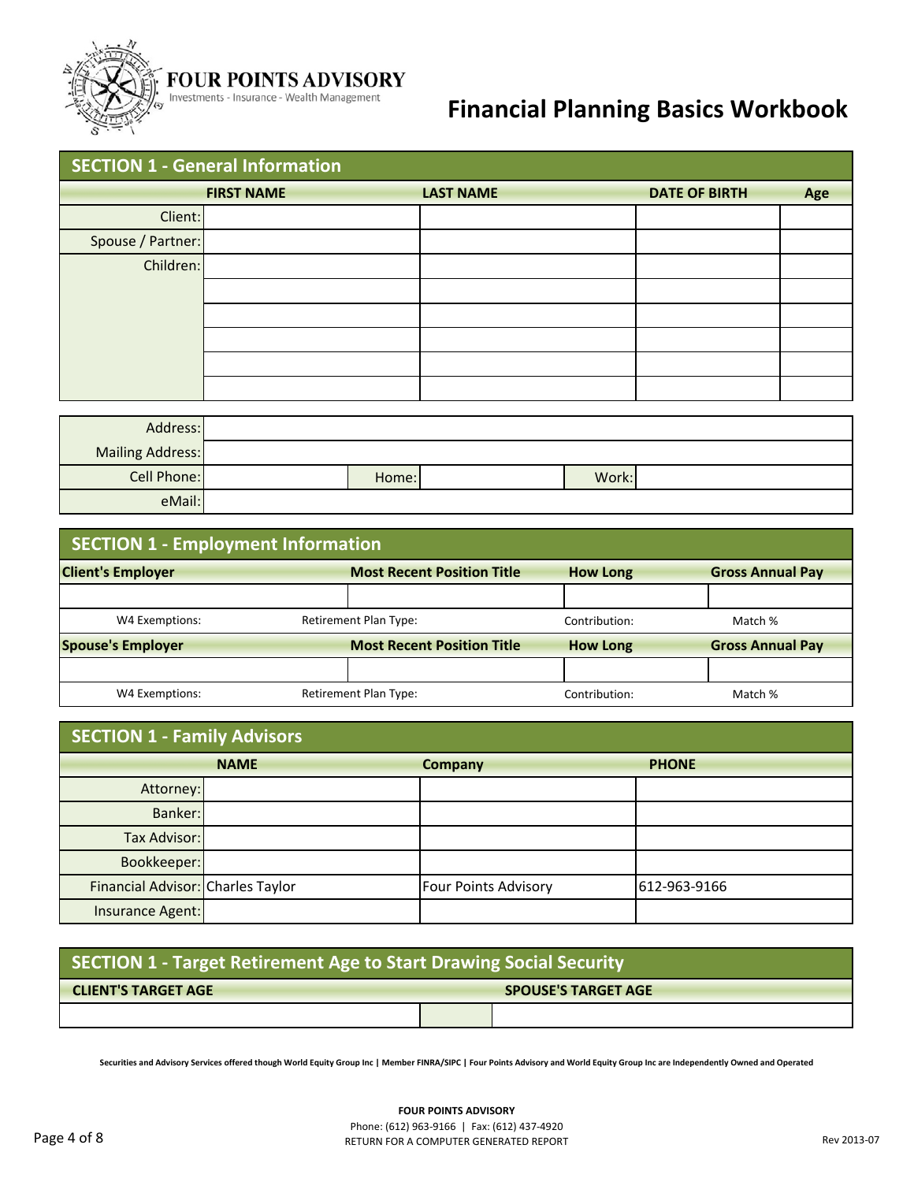**FOUR POINTS ADVISORY**
Investments - Insurance - Wealth Management

# Financial Planning Basics Workbook

## SECTION 1 - General Information

| | FIRST NAME | LAST NAME | DATE OF BIRTH | Age |
|---|---|---|---|---|
| Client: | | | | |
| Spouse / Partner: | | | | |
| Children: | | | | |
| | | | | |
| | | | | |
| | | | | |
| | | | | |
| | | | | |

| | | | | | |
|---|---|---|---|---|---|
| Address: | | | | | |
| Mailing Address: | | | | | |
| Cell Phone: | | Home: | | Work: | |
| eMail: | | | | | |

## SECTION 1 - Employment Information

| Client's Employer | Most Recent Position Title | How Long | Gross Annual Pay |
|---|---|---|---|
| | | | |
| W4 Exemptions: | Retirement Plan Type: | Contribution: | Match % |
| **Spouse's Employer** | **Most Recent Position Title** | **How Long** | **Gross Annual Pay** |
| | | | |
| W4 Exemptions: | Retirement Plan Type: | Contribution: | Match % |

## SECTION 1 - Family Advisors

| | NAME | Company | PHONE |
|---|---|---|---|
| Attorney: | | | |
| Banker: | | | |
| Tax Advisor: | | | |
| Bookkeeper: | | | |
| Financial Advisor: | Charles Taylor | Four Points Advisory | 612-963-9166 |
| Insurance Agent: | | | |

## SECTION 1 - Target Retirement Age to Start Drawing Social Security

| CLIENT'S TARGET AGE | SPOUSE'S TARGET AGE |
|---|---|
| | |

Securities and Advisory Services offered though World Equity Group Inc | Member FINRA/SIPC | Four Points Advisory and World Equity Group Inc are Independently Owned and Operated

**FOUR POINTS ADVISORY**
Phone: (612) 963-9166 | Fax: (612) 437-4920
RETURN FOR A COMPUTER GENERATED REPORT

Rev 2013-07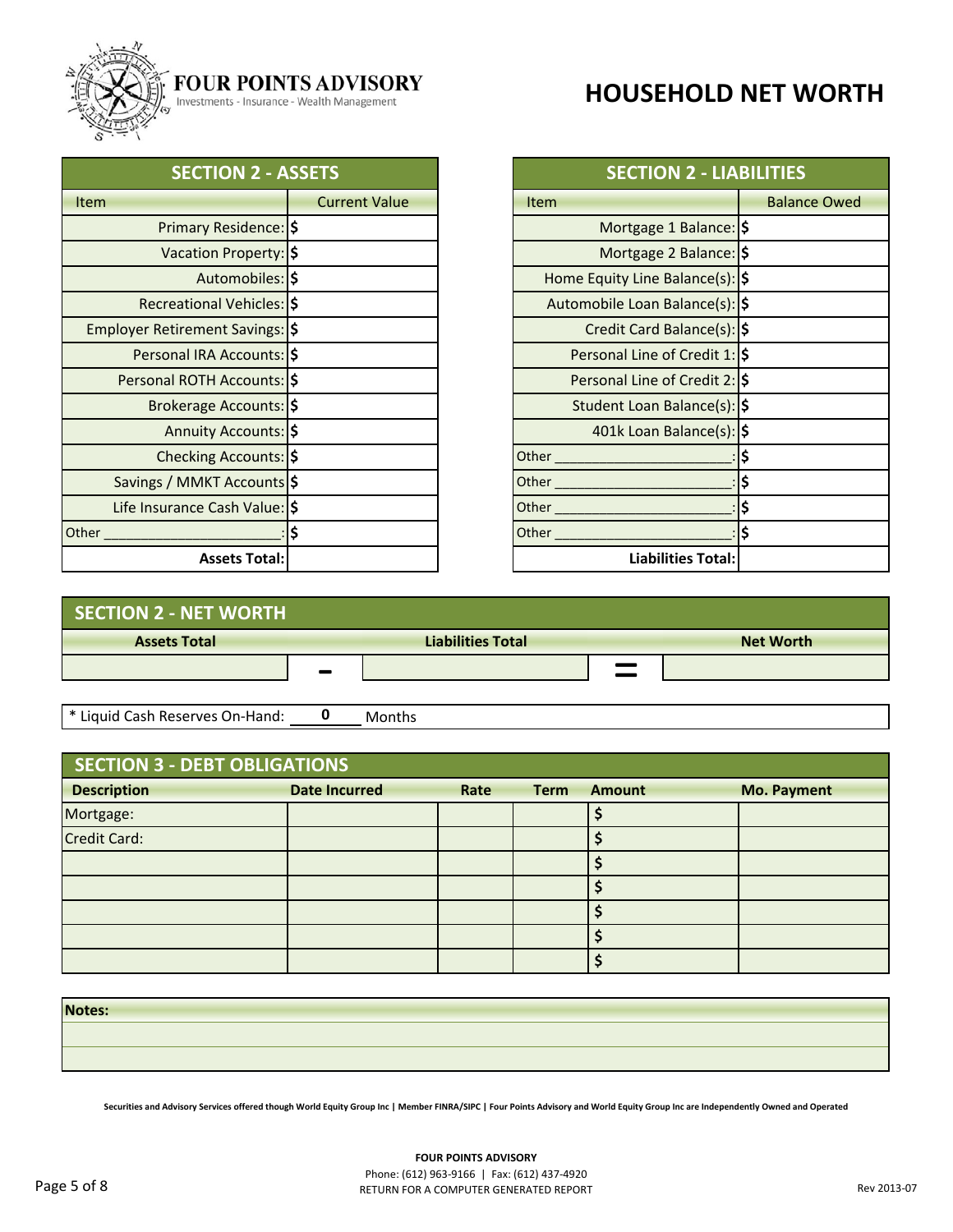**FOUR POINTS ADVISORY**
Investments - Insurance - Wealth Management

# HOUSEHOLD NET WORTH

## SECTION 2 - ASSETS

| Item | Current Value |
|---|---|
| Primary Residence: | $ |
| Vacation Property: | $ |
| Automobiles: | $ |
| Recreational Vehicles: | $ |
| Employer Retirement Savings: | $ |
| Personal IRA Accounts: | $ |
| Personal ROTH Accounts: | $ |
| Brokerage Accounts: | $ |
| Annuity Accounts: | $ |
| Checking Accounts: | $ |
| Savings / MMKT Accounts | $ |
| Life Insurance Cash Value: | $ |
| Other ______________________: | $ |
| **Assets Total:** | |

## SECTION 2 - LIABILITIES

| Item | Balance Owed |
|---|---|
| Mortgage 1 Balance: | $ |
| Mortgage 2 Balance: | $ |
| Home Equity Line Balance(s): | $ |
| Automobile Loan Balance(s): | $ |
| Credit Card Balance(s): | $ |
| Personal Line of Credit 1: | $ |
| Personal Line of Credit 2: | $ |
| Student Loan Balance(s): | $ |
| 401k Loan Balance(s): | $ |
| Other ______________________: | $ |
| Other ______________________: | $ |
| Other ______________________: | $ |
| Other ______________________: | $ |
| **Liabilities Total:** | |

## SECTION 2 - NET WORTH

| Assets Total | | Liabilities Total | | Net Worth |
|---|---|---|---|---|
| | − | | = | |

* Liquid Cash Reserves On-Hand: **0** Months

## SECTION 3 - DEBT OBLIGATIONS

| Description | Date Incurred | Rate | Term | Amount | Mo. Payment |
|---|---|---|---|---|---|
| Mortgage: | | | | $ | |
| Credit Card: | | | | $ | |
| | | | | $ | |
| | | | | $ | |
| | | | | $ | |
| | | | | $ | |
| | | | | $ | |

**Notes:**

**Securities and Advisory Services offered though World Equity Group Inc | Member FINRA/SIPC | Four Points Advisory and World Equity Group Inc are Independently Owned and Operated**

**FOUR POINTS ADVISORY**
Phone: (612) 963-9166 | Fax: (612) 437-4920
RETURN FOR A COMPUTER GENERATED REPORT

Rev 2013-07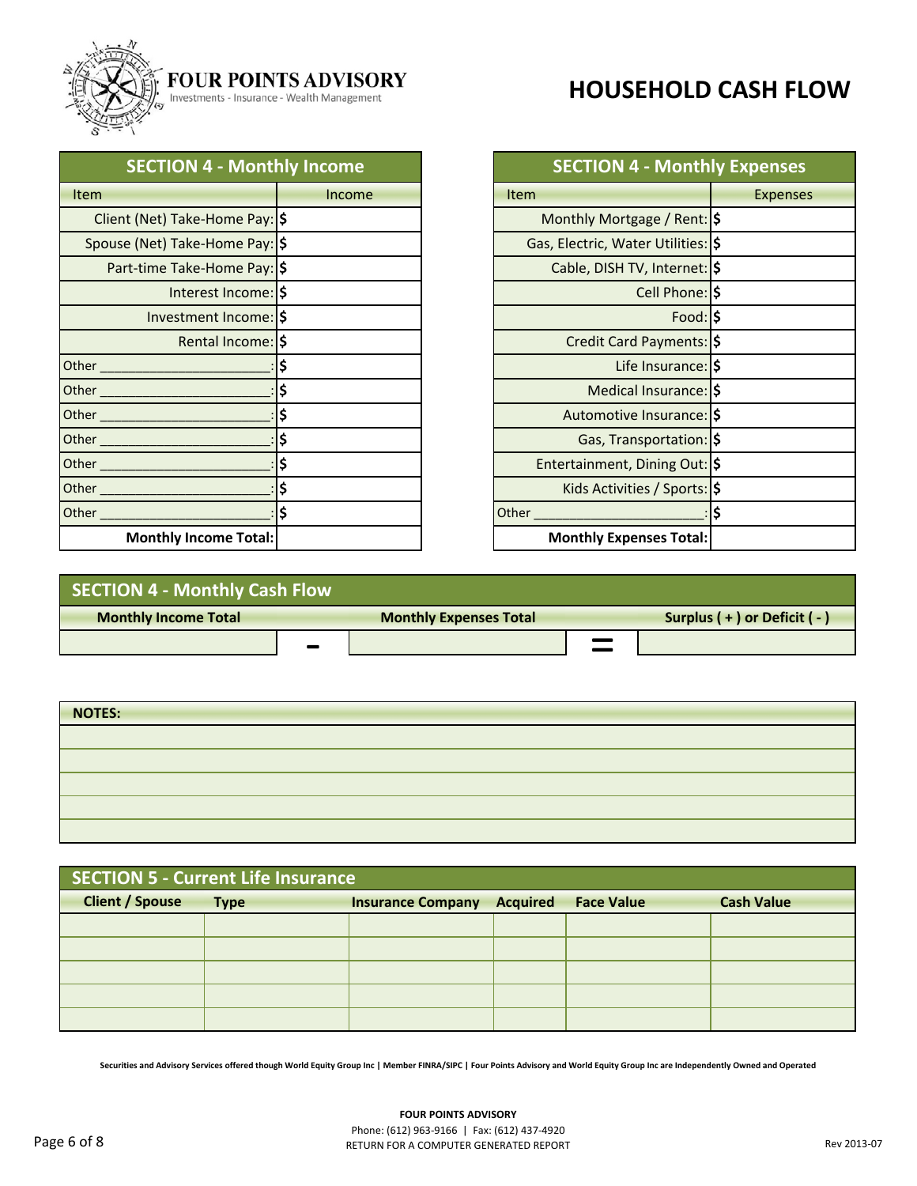**FOUR POINTS ADVISORY**
Investments - Insurance - Wealth Management

# HOUSEHOLD CASH FLOW

## SECTION 4 - Monthly Income

| Item | Income |
|---|---|
| Client (Net) Take-Home Pay: | $ |
| Spouse (Net) Take-Home Pay: | $ |
| Part-time Take-Home Pay: | $ |
| Interest Income: | $ |
| Investment Income: | $ |
| Rental Income: | $ |
| Other ______________________: | $ |
| Other ______________________: | $ |
| Other ______________________: | $ |
| Other ______________________: | $ |
| Other ______________________: | $ |
| Other ______________________: | $ |
| Other ______________________: | $ |
| **Monthly Income Total:** | |

## SECTION 4 - Monthly Expenses

| Item | Expenses |
|---|---|
| Monthly Mortgage / Rent: | $ |
| Gas, Electric, Water Utilities: | $ |
| Cable, DISH TV, Internet: | $ |
| Cell Phone: | $ |
| Food: | $ |
| Credit Card Payments: | $ |
| Life Insurance: | $ |
| Medical Insurance: | $ |
| Automotive Insurance: | $ |
| Gas, Transportation: | $ |
| Entertainment, Dining Out: | $ |
| Kids Activities / Sports: | $ |
| Other ______________________: | $ |
| **Monthly Expenses Total:** | |

## SECTION 4 - Monthly Cash Flow

| Monthly Income Total | | Monthly Expenses Total | | Surplus ( + ) or Deficit ( - ) |
|---|---|---|---|---|
| | − | | = | |

**NOTES:**

| |
|---|
| |
| |
| |
| |
| |

## SECTION 5 - Current Life Insurance

| Client / Spouse | Type | Insurance Company | Acquired | Face Value | Cash Value |
|---|---|---|---|---|---|
| | | | | | |
| | | | | | |
| | | | | | |
| | | | | | |
| | | | | | |

**Securities and Advisory Services offered though World Equity Group Inc | Member FINRA/SIPC | Four Points Advisory and World Equity Group Inc are Independently Owned and Operated**

**FOUR POINTS ADVISORY**
Phone: (612) 963-9166 | Fax: (612) 437-4920
RETURN FOR A COMPUTER GENERATED REPORT

Rev 2013-07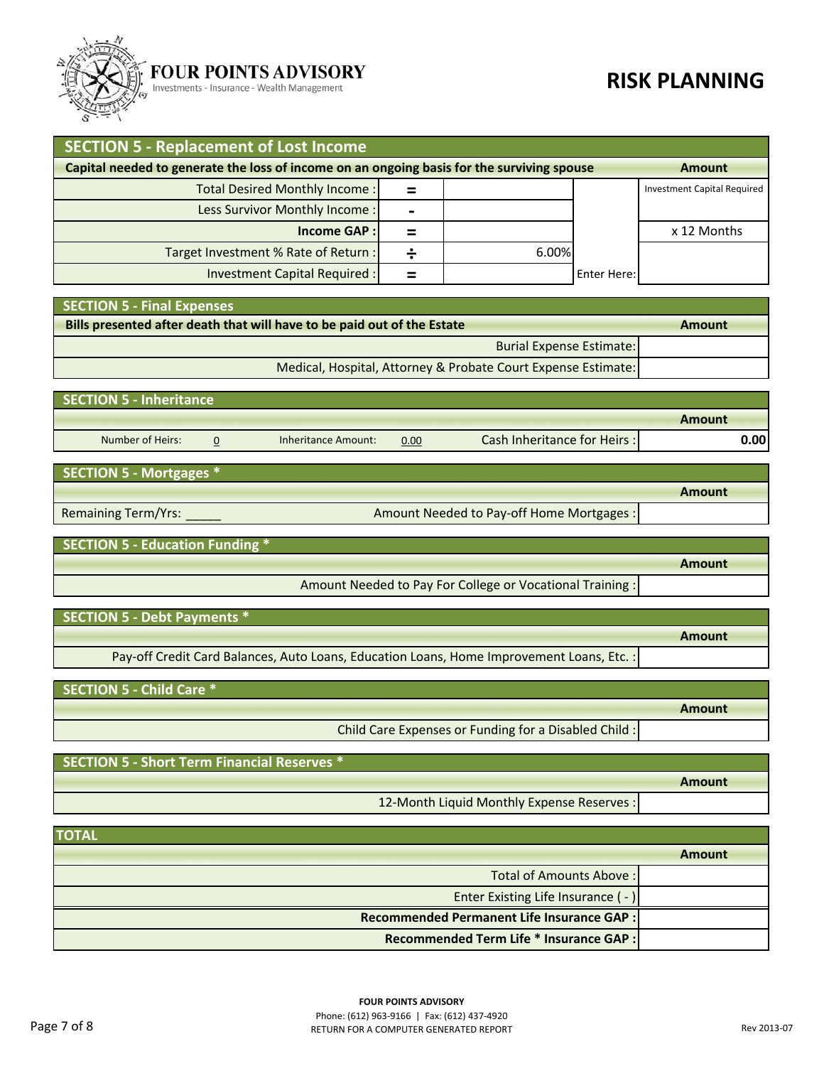# FOUR POINTS ADVISORY

Investments - Insurance - Wealth Management

# RISK PLANNING

## SECTION 5 - Replacement of Lost Income

| Capital needed to generate the loss of income on an ongoing basis for the surviving spouse | | | | Amount |
|---|---|---|---|---|
| Total Desired Monthly Income : | = | | | Investment Capital Required |
| Less Survivor Monthly Income : | - | | | |
| **Income GAP :** | = | | | x 12 Months |
| Target Investment % Rate of Return : | ÷ | 6.00% | | |
| Investment Capital Required : | = | | Enter Here: | |

## SECTION 5 - Final Expenses

| Bills presented after death that will have to be paid out of the Estate | Amount |
|---|---|
| Burial Expense Estimate: | |
| Medical, Hospital, Attorney & Probate Court Expense Estimate: | |

## SECTION 5 - Inheritance

| | | | | | Amount |
|---|---|---|---|---|---|
| Number of Heirs: | 0 | Inheritance Amount: | 0.00 | Cash Inheritance for Heirs : | 0.00 |

## SECTION 5 - Mortgages *

| | | Amount |
|---|---|---|
| Remaining Term/Yrs: _____ | Amount Needed to Pay-off Home Mortgages : | |

## SECTION 5 - Education Funding *

| | Amount |
|---|---|
| Amount Needed to Pay For College or Vocational Training : | |

## SECTION 5 - Debt Payments *

| | Amount |
|---|---|
| Pay-off Credit Card Balances, Auto Loans, Education Loans, Home Improvement Loans, Etc. : | |

## SECTION 5 - Child Care *

| | Amount |
|---|---|
| Child Care Expenses or Funding for a Disabled Child : | |

## SECTION 5 - Short Term Financial Reserves *

| | Amount |
|---|---|
| 12-Month Liquid Monthly Expense Reserves : | |

## TOTAL

| | Amount |
|---|---|
| Total of Amounts Above : | |
| Enter Existing Life Insurance ( - ) | |
| **Recommended Permanent Life Insurance GAP :** | |
| **Recommended Term Life * Insurance GAP :** | |

**FOUR POINTS ADVISORY**
Phone: (612) 963-9166 | Fax: (612) 437-4920
RETURN FOR A COMPUTER GENERATED REPORT

Rev 2013-07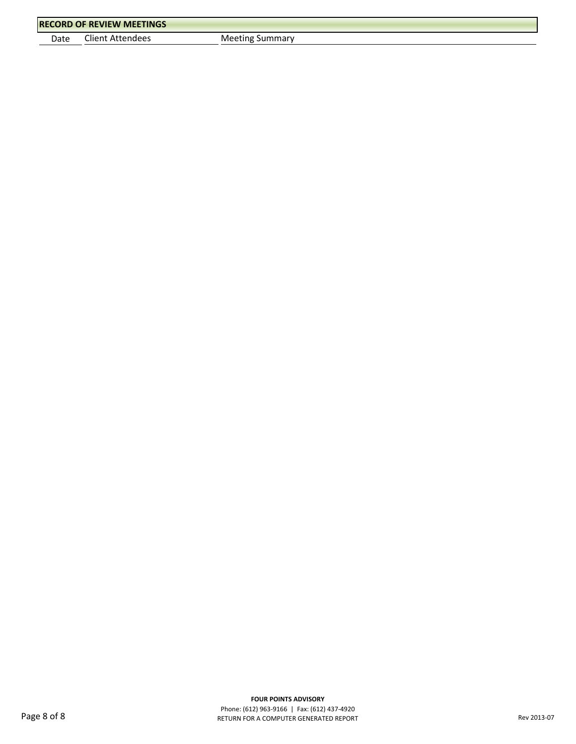## RECORD OF REVIEW MEETINGS

| Date | Client Attendees | Meeting Summary |
| --- | --- | --- |

**FOUR POINTS ADVISORY**

Phone: (612) 963-9166 | Fax: (612) 437-4920

RETURN FOR A COMPUTER GENERATED REPORT

Rev 2013-07